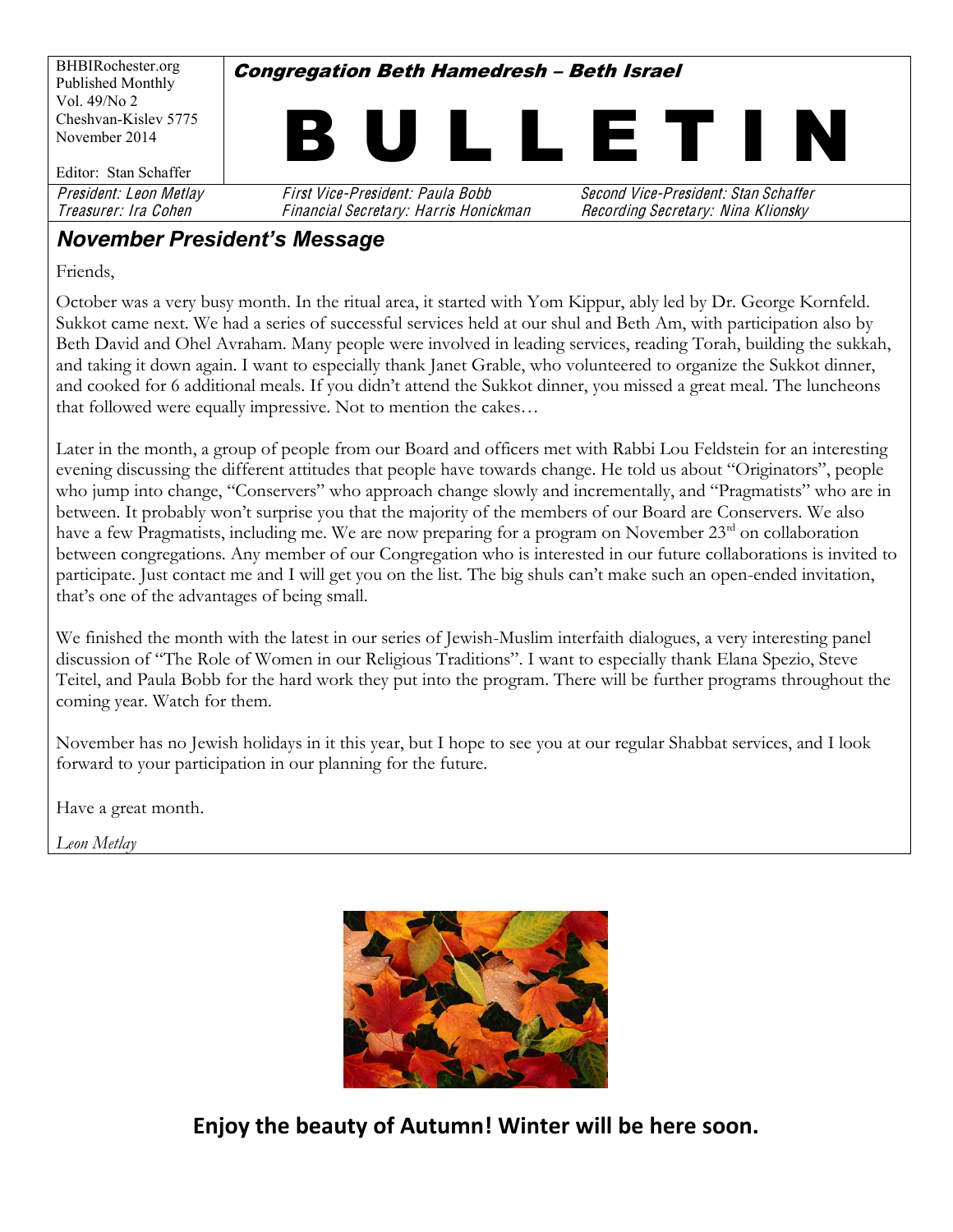BHBIRochester.org
Published Monthly
Vol. 49/No 2
Cheshvan-Kislev 5775
November 2014

Editor: Stan Schaffer

**Congregation Beth Hamedresh – Beth Israel**

# BULLETIN

*President: Leon Metlay* | *First Vice-President: Paula Bobb* | *Second Vice-President: Stan Schaffer*
*Treasurer: Ira Cohen* | *Financial Secretary: Harris Honickman* | *Recording Secretary: Nina Klionsky*

## November President's Message

Friends,

October was a very busy month. In the ritual area, it started with Yom Kippur, ably led by Dr. George Kornfeld. Sukkot came next. We had a series of successful services held at our shul and Beth Am, with participation also by Beth David and Ohel Avraham. Many people were involved in leading services, reading Torah, building the sukkah, and taking it down again. I want to especially thank Janet Grable, who volunteered to organize the Sukkot dinner, and cooked for 6 additional meals. If you didn't attend the Sukkot dinner, you missed a great meal. The luncheons that followed were equally impressive. Not to mention the cakes…

Later in the month, a group of people from our Board and officers met with Rabbi Lou Feldstein for an interesting evening discussing the different attitudes that people have towards change. He told us about "Originators", people who jump into change, "Conservers" who approach change slowly and incrementally, and "Pragmatists" who are in between. It probably won't surprise you that the majority of the members of our Board are Conservers. We also have a few Pragmatists, including me. We are now preparing for a program on November 23rd on collaboration between congregations. Any member of our Congregation who is interested in our future collaborations is invited to participate. Just contact me and I will get you on the list. The big shuls can't make such an open-ended invitation, that's one of the advantages of being small.

We finished the month with the latest in our series of Jewish-Muslim interfaith dialogues, a very interesting panel discussion of "The Role of Women in our Religious Traditions". I want to especially thank Elana Spezio, Steve Teitel, and Paula Bobb for the hard work they put into the program. There will be further programs throughout the coming year. Watch for them.

November has no Jewish holidays in it this year, but I hope to see you at our regular Shabbat services, and I look forward to your participation in our planning for the future.

Have a great month.

*Leon Metlay*

**Enjoy the beauty of Autumn! Winter will be here soon.**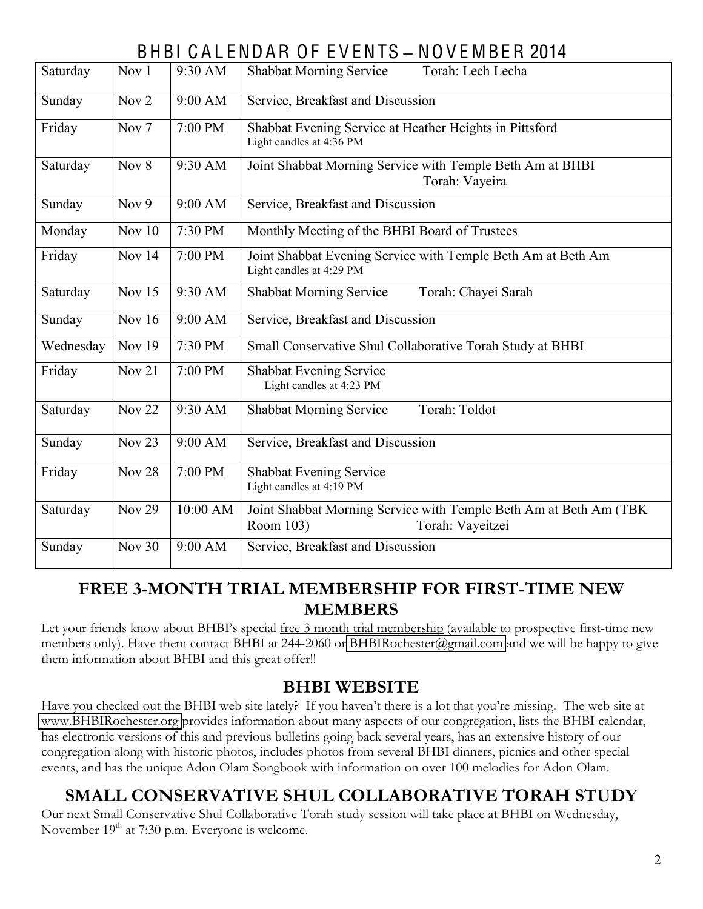# BHBI CALENDAR OF EVENTS – NOVEMBER 2014

| | | | |
|---|---|---|---|
| Saturday | Nov 1 | 9:30 AM | Shabbat Morning Service Torah: Lech Lecha |
| Sunday | Nov 2 | 9:00 AM | Service, Breakfast and Discussion |
| Friday | Nov 7 | 7:00 PM | Shabbat Evening Service at Heather Heights in Pittsford<br>Light candles at 4:36 PM |
| Saturday | Nov 8 | 9:30 AM | Joint Shabbat Morning Service with Temple Beth Am at BHBI<br>Torah: Vayeira |
| Sunday | Nov 9 | 9:00 AM | Service, Breakfast and Discussion |
| Monday | Nov 10 | 7:30 PM | Monthly Meeting of the BHBI Board of Trustees |
| Friday | Nov 14 | 7:00 PM | Joint Shabbat Evening Service with Temple Beth Am at Beth Am<br>Light candles at 4:29 PM |
| Saturday | Nov 15 | 9:30 AM | Shabbat Morning Service Torah: Chayei Sarah |
| Sunday | Nov 16 | 9:00 AM | Service, Breakfast and Discussion |
| Wednesday | Nov 19 | 7:30 PM | Small Conservative Shul Collaborative Torah Study at BHBI |
| Friday | Nov 21 | 7:00 PM | Shabbat Evening Service<br>Light candles at 4:23 PM |
| Saturday | Nov 22 | 9:30 AM | Shabbat Morning Service Torah: Toldot |
| Sunday | Nov 23 | 9:00 AM | Service, Breakfast and Discussion |
| Friday | Nov 28 | 7:00 PM | Shabbat Evening Service<br>Light candles at 4:19 PM |
| Saturday | Nov 29 | 10:00 AM | Joint Shabbat Morning Service with Temple Beth Am at Beth Am (TBK Room 103) Torah: Vayeitzei |
| Sunday | Nov 30 | 9:00 AM | Service, Breakfast and Discussion |

## FREE 3-MONTH TRIAL MEMBERSHIP FOR FIRST-TIME NEW MEMBERS

Let your friends know about BHBI's special free 3 month trial membership (available to prospective first-time new members only). Have them contact BHBI at 244-2060 or BHBIRochester@gmail.com and we will be happy to give them information about BHBI and this great offer!!

## BHBI WEBSITE

Have you checked out the BHBI web site lately? If you haven't there is a lot that you're missing. The web site at www.BHBIRochester.org provides information about many aspects of our congregation, lists the BHBI calendar, has electronic versions of this and previous bulletins going back several years, has an extensive history of our congregation along with historic photos, includes photos from several BHBI dinners, picnics and other special events, and has the unique Adon Olam Songbook with information on over 100 melodies for Adon Olam.

## SMALL CONSERVATIVE SHUL COLLABORATIVE TORAH STUDY

Our next Small Conservative Shul Collaborative Torah study session will take place at BHBI on Wednesday, November 19th at 7:30 p.m. Everyone is welcome.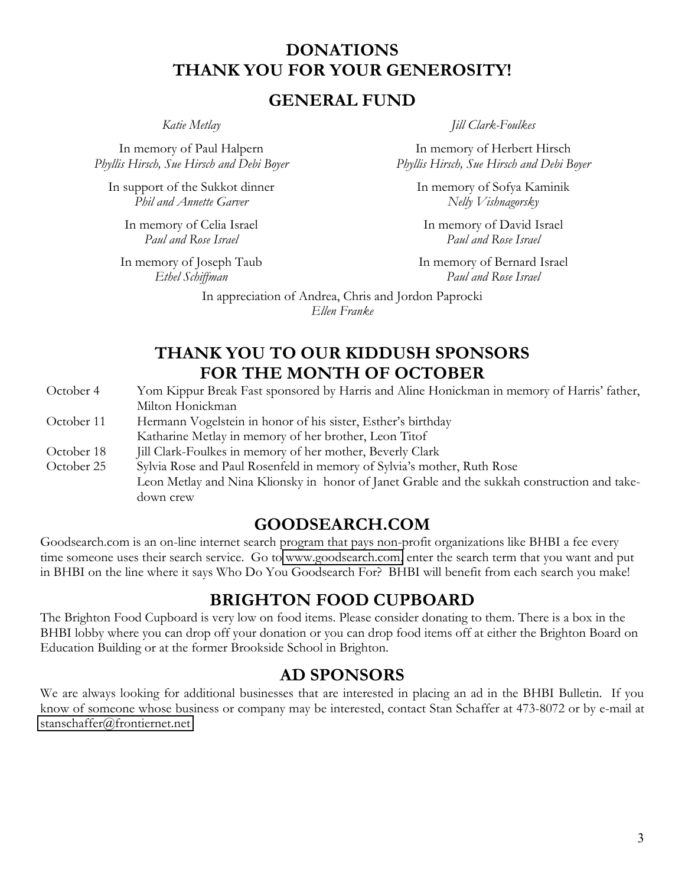# DONATIONS
# THANK YOU FOR YOUR GENEROSITY!

## GENERAL FUND

*Katie Metlay*

*Jill Clark-Foulkes*

In memory of Paul Halpern
*Phyllis Hirsch, Sue Hirsch and Debi Boyer*

In memory of Herbert Hirsch
*Phyllis Hirsch, Sue Hirsch and Debi Boyer*

In support of the Sukkot dinner
*Phil and Annette Garver*

In memory of Sofya Kaminik
*Nelly Vishnagorsky*

In memory of Celia Israel
*Paul and Rose Israel*

In memory of David Israel
*Paul and Rose Israel*

In memory of Joseph Taub
*Ethel Schiffman*

In memory of Bernard Israel
*Paul and Rose Israel*

In appreciation of Andrea, Chris and Jordon Paprocki
*Ellen Franke*

## THANK YOU TO OUR KIDDUSH SPONSORS FOR THE MONTH OF OCTOBER

| | |
|---|---|
| October 4 | Yom Kippur Break Fast sponsored by Harris and Aline Honickman in memory of Harris' father, Milton Honickman |
| October 11 | Hermann Vogelstein in honor of his sister, Esther's birthday |
| | Katharine Metlay in memory of her brother, Leon Titof |
| October 18 | Jill Clark-Foulkes in memory of her mother, Beverly Clark |
| October 25 | Sylvia Rose and Paul Rosenfeld in memory of Sylvia's mother, Ruth Rose |
| | Leon Metlay and Nina Klionsky in honor of Janet Grable and the sukkah construction and take-down crew |

## GOODSEARCH.COM

Goodsearch.com is an on-line internet search program that pays non-profit organizations like BHBI a fee every time someone uses their search service. Go to www.goodsearch.com, enter the search term that you want and put in BHBI on the line where it says Who Do You Goodsearch For? BHBI will benefit from each search you make!

## BRIGHTON FOOD CUPBOARD

The Brighton Food Cupboard is very low on food items. Please consider donating to them. There is a box in the BHBI lobby where you can drop off your donation or you can drop food items off at either the Brighton Board on Education Building or at the former Brookside School in Brighton.

## AD SPONSORS

We are always looking for additional businesses that are interested in placing an ad in the BHBI Bulletin. If you know of someone whose business or company may be interested, contact Stan Schaffer at 473-8072 or by e-mail at stanschaffer@frontiernet.net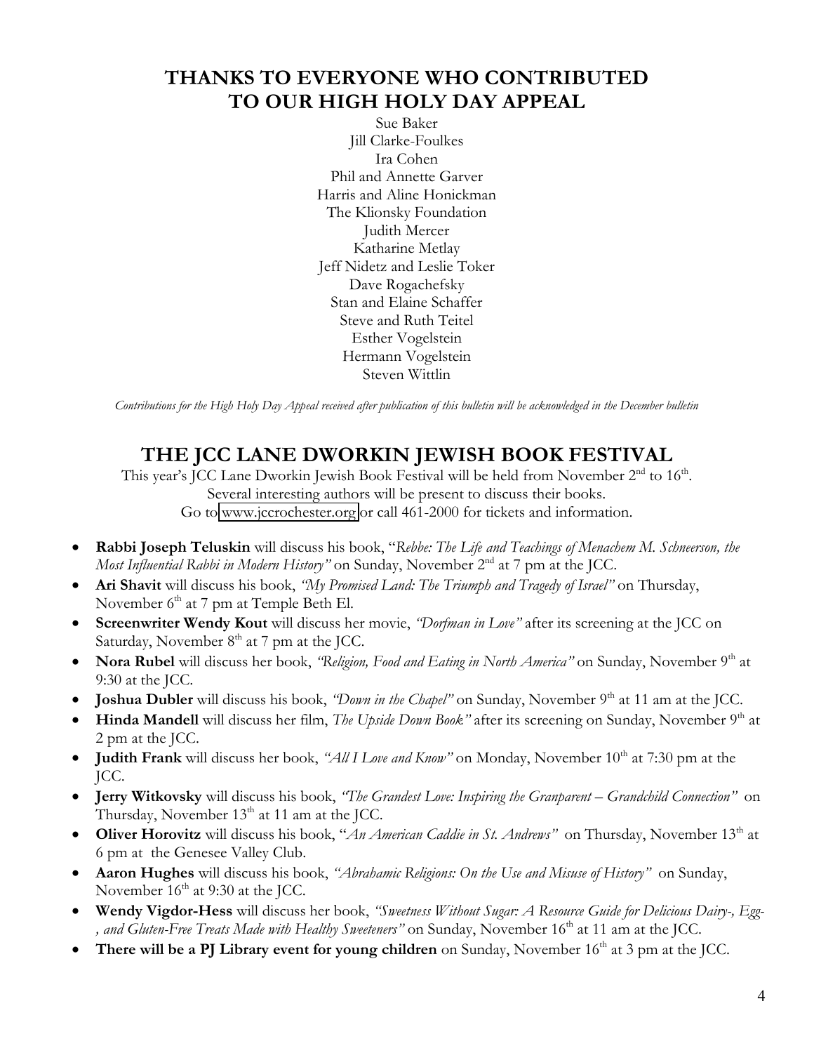## THANKS TO EVERYONE WHO CONTRIBUTED TO OUR HIGH HOLY DAY APPEAL

Sue Baker
Jill Clarke-Foulkes
Ira Cohen
Phil and Annette Garver
Harris and Aline Honickman
The Klionsky Foundation
Judith Mercer
Katharine Metlay
Jeff Nidetz and Leslie Toker
Dave Rogachefsky
Stan and Elaine Schaffer
Steve and Ruth Teitel
Esther Vogelstein
Hermann Vogelstein
Steven Wittlin

*Contributions for the High Holy Day Appeal received after publication of this bulletin will be acknowledged in the December bulletin*

## THE JCC LANE DWORKIN JEWISH BOOK FESTIVAL

This year's JCC Lane Dworkin Jewish Book Festival will be held from November 2nd to 16th.
Several interesting authors will be present to discuss their books.
Go to www.jccrochester.org or call 461-2000 for tickets and information.

- **Rabbi Joseph Teluskin** will discuss his book, "*Rebbe: The Life and Teachings of Menachem M. Schneerson, the Most Influential Rabbi in Modern History"* on Sunday, November 2nd at 7 pm at the JCC.
- **Ari Shavit** will discuss his book, *"My Promised Land: The Triumph and Tragedy of Israel"* on Thursday, November 6th at 7 pm at Temple Beth El.
- **Screenwriter Wendy Kout** will discuss her movie, *"Dorfman in Love"* after its screening at the JCC on Saturday, November 8th at 7 pm at the JCC.
- **Nora Rubel** will discuss her book, *"Religion, Food and Eating in North America"* on Sunday, November 9th at 9:30 at the JCC.
- **Joshua Dubler** will discuss his book, *"Down in the Chapel"* on Sunday, November 9th at 11 am at the JCC.
- **Hinda Mandell** will discuss her film, *The Upside Down Book"* after its screening on Sunday, November 9th at 2 pm at the JCC.
- **Judith Frank** will discuss her book, *"All I Love and Know"* on Monday, November 10th at 7:30 pm at the JCC.
- **Jerry Witkovsky** will discuss his book, *"The Grandest Love: Inspiring the Granparent – Grandchild Connection"* on Thursday, November 13th at 11 am at the JCC.
- **Oliver Horovitz** will discuss his book, "*An American Caddie in St. Andrews"* on Thursday, November 13th at 6 pm at the Genesee Valley Club.
- **Aaron Hughes** will discuss his book, *"Abrahamic Religions: On the Use and Misuse of History"* on Sunday, November 16th at 9:30 at the JCC.
- **Wendy Vigdor-Hess** will discuss her book, *"Sweetness Without Sugar: A Resource Guide for Delicious Dairy-, Egg-, and Gluten-Free Treats Made with Healthy Sweeteners"* on Sunday, November 16th at 11 am at the JCC.
- **There will be a PJ Library event for young children** on Sunday, November 16th at 3 pm at the JCC.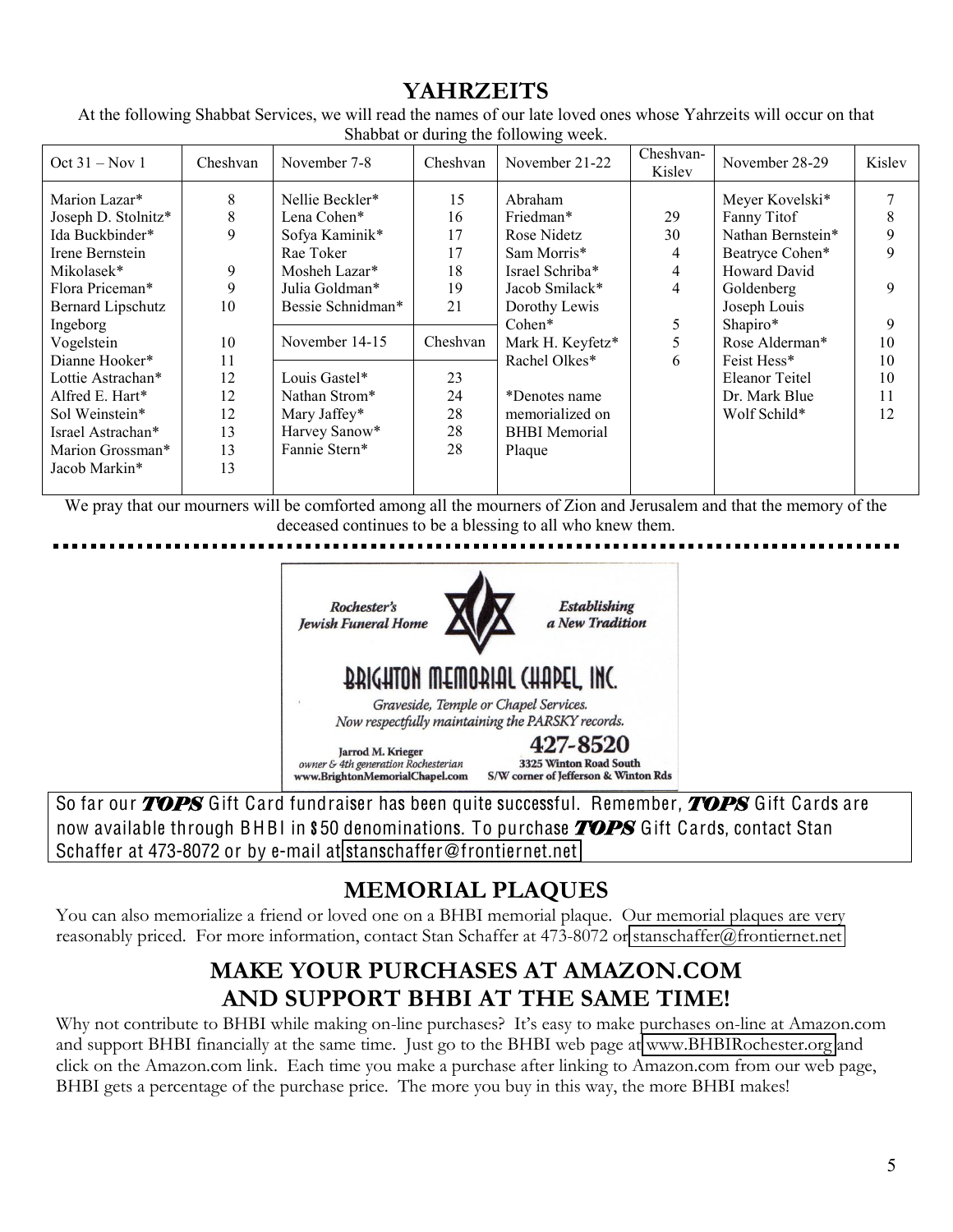## YAHRZEITS

At the following Shabbat Services, we will read the names of our late loved ones whose Yahrzeits will occur on that Shabbat or during the following week.

| Oct 31 – Nov 1 | Cheshvan | November 7-8 | Cheshvan | November 21-22 | Cheshvan-Kislev | November 28-29 | Kislev |
|---|---|---|---|---|---|---|---|
| Marion Lazar* | 8 | Nellie Beckler* | 15 | Abraham Friedman* | 29 | Meyer Kovelski* | 7 |
| Joseph D. Stolnitz* | 8 | Lena Cohen* | 16 | Rose Nidetz | 30 | Fanny Titof | 8 |
| Ida Buckbinder* | 9 | Sofya Kaminik* | 17 | Sam Morris* | 4 | Nathan Bernstein* | 9 |
| Irene Bernstein Mikolasek* | 9 | Rae Toker | 17 | Israel Schriba* | 4 | Beatryce Cohen* | 9 |
| Flora Priceman* | 9 | Mosheh Lazar* | 18 | Jacob Smilack* | 4 | Howard David Goldenberg | 9 |
| Bernard Lipschutz | 10 | Julia Goldman* | 19 | Dorothy Lewis Cohen* | 5 | Joseph Louis Shapiro* | 9 |
| Ingeborg Vogelstein | 10 | Bessie Schnidman* | 21 | Mark H. Keyfetz* | 5 | Rose Alderman* | 10 |
| Dianne Hooker* | 11 | **November 14-15** | **Cheshvan** | Rachel Olkes* | 6 | Feist Hess* | 10 |
| Lottie Astrachan* | 12 | Louis Gastel* | 23 | | | Eleanor Teitel | 10 |
| Alfred E. Hart* | 12 | Nathan Strom* | 24 | *Denotes name memorialized on BHBI Memorial Plaque | | Dr. Mark Blue | 11 |
| Sol Weinstein* | 12 | Mary Jaffey* | 28 | | | Wolf Schild* | 12 |
| Israel Astrachan* | 13 | Harvey Sanow* | 28 | | | | |
| Marion Grossman* | 13 | Fannie Stern* | 28 | | | | |
| Jacob Markin* | 13 | | | | | | |

We pray that our mourners will be comforted among all the mourners of Zion and Jerusalem and that the memory of the deceased continues to be a blessing to all who knew them.

*Rochester's Jewish Funeral Home* — *Establishing a New Tradition*

BRIGHTON MEMORIAL CHAPEL, INC.

*Graveside, Temple or Chapel Services.*
*Now respectfully maintaining the PARSKY records.*

Jarrod M. Krieger
*owner & 4th generation Rochesterian*
www.BrightonMemorialChapel.com

427-8520
3325 Winton Road South
S/W corner of Jefferson & Winton Rds

So far our ***TOPS*** Gift Card fundraiser has been quite successful. Remember, ***TOPS*** Gift Cards are now available through BHBI in $50 denominations. To purchase ***TOPS*** Gift Cards, contact Stan Schaffer at 473-8072 or by e-mail at stanschaffer@frontiernet.net

## MEMORIAL PLAQUES

You can also memorialize a friend or loved one on a BHBI memorial plaque. Our memorial plaques are very reasonably priced. For more information, contact Stan Schaffer at 473-8072 or stanschaffer@frontiernet.net

## MAKE YOUR PURCHASES AT AMAZON.COM AND SUPPORT BHBI AT THE SAME TIME!

Why not contribute to BHBI while making on-line purchases? It's easy to make purchases on-line at Amazon.com and support BHBI financially at the same time. Just go to the BHBI web page at www.BHBIRochester.org and click on the Amazon.com link. Each time you make a purchase after linking to Amazon.com from our web page, BHBI gets a percentage of the purchase price. The more you buy in this way, the more BHBI makes!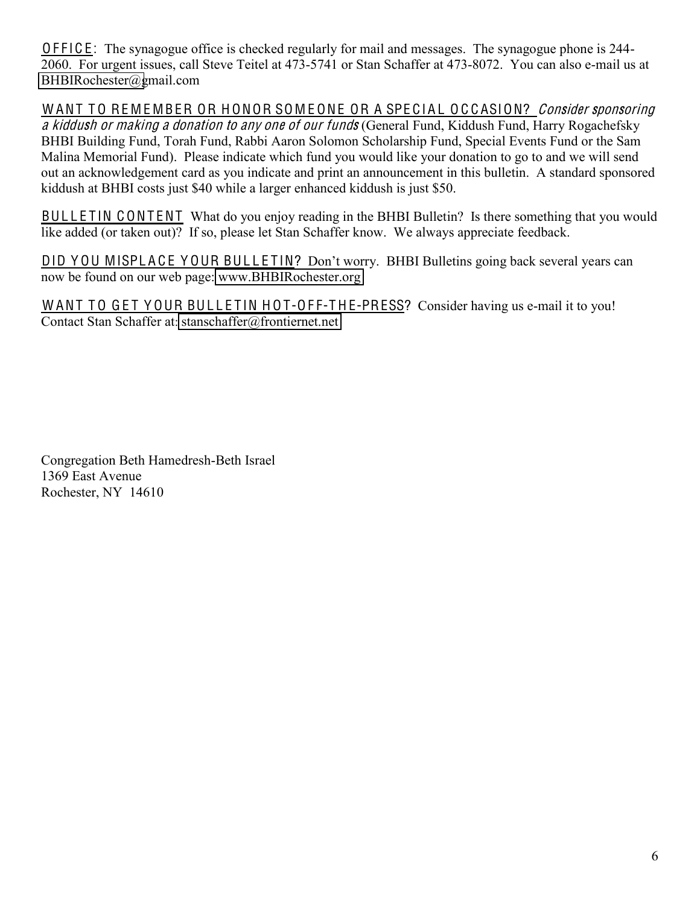**OFFICE**: The synagogue office is checked regularly for mail and messages. The synagogue phone is 244-2060. For urgent issues, call Steve Teitel at 473-5741 or Stan Schaffer at 473-8072. You can also e-mail us at BHBIRochester@gmail.com

**WANT TO REMEMBER OR HONOR SOMEONE OR A SPECIAL OCCASION?** *Consider sponsoring a kiddush or making a donation to any one of our funds* (General Fund, Kiddush Fund, Harry Rogachefsky BHBI Building Fund, Torah Fund, Rabbi Aaron Solomon Scholarship Fund, Special Events Fund or the Sam Malina Memorial Fund). Please indicate which fund you would like your donation to go to and we will send out an acknowledgement card as you indicate and print an announcement in this bulletin. A standard sponsored kiddush at BHBI costs just $40 while a larger enhanced kiddush is just $50.

**BULLETIN CONTENT** What do you enjoy reading in the BHBI Bulletin? Is there something that you would like added (or taken out)? If so, please let Stan Schaffer know. We always appreciate feedback.

**DID YOU MISPLACE YOUR BULLETIN?** Don't worry. BHBI Bulletins going back several years can now be found on our web page: www.BHBIRochester.org

**WANT TO GET YOUR BULLETIN HOT-OFF-THE-PRESS?** Consider having us e-mail it to you! Contact Stan Schaffer at: stanschaffer@frontiernet.net

Congregation Beth Hamedresh-Beth Israel
1369 East Avenue
Rochester, NY 14610